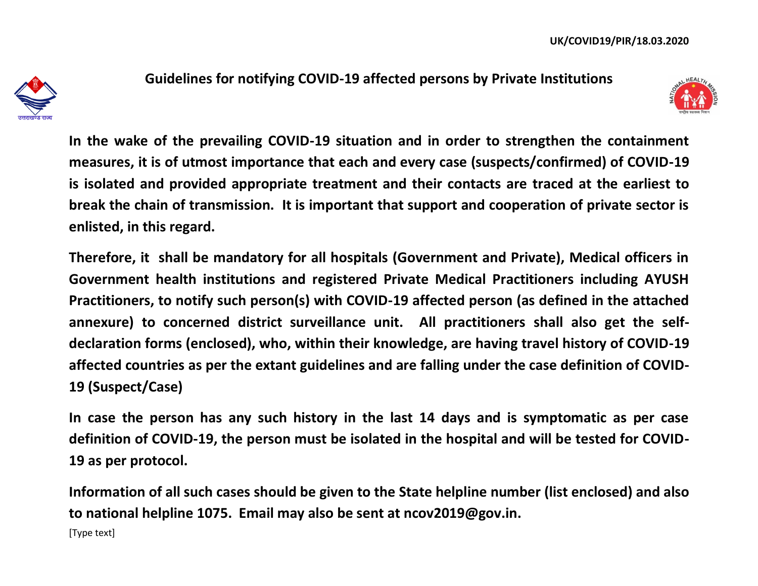UK/COVID19/PIR/18.03.2020

# Guidelines for notifying COVID-19 affected persons by Private Institutions

**In the wake of the prevailing COVID-19 situation and in order to strengthen the containment measures, it is of utmost importance that each and every case (suspects/confirmed) of COVID-19 is isolated and provided appropriate treatment and their contacts are traced at the earliest to break the chain of transmission. It is important that support and cooperation of private sector is enlisted, in this regard.**

**Therefore, it shall be mandatory for all hospitals (Government and Private), Medical officers in Government health institutions and registered Private Medical Practitioners including AYUSH Practitioners, to notify such person(s) with COVID-19 affected person (as defined in the attached annexure) to concerned district surveillance unit. All practitioners shall also get the self-declaration forms (enclosed), who, within their knowledge, are having travel history of COVID-19 affected countries as per the extant guidelines and are falling under the case definition of COVID-19 (Suspect/Case)**

**In case the person has any such history in the last 14 days and is symptomatic as per case definition of COVID-19, the person must be isolated in the hospital and will be tested for COVID-19 as per protocol.**

**Information of all such cases should be given to the State helpline number (list enclosed) and also to national helpline 1075. Email may also be sent at ncov2019@gov.in.**

[Type text]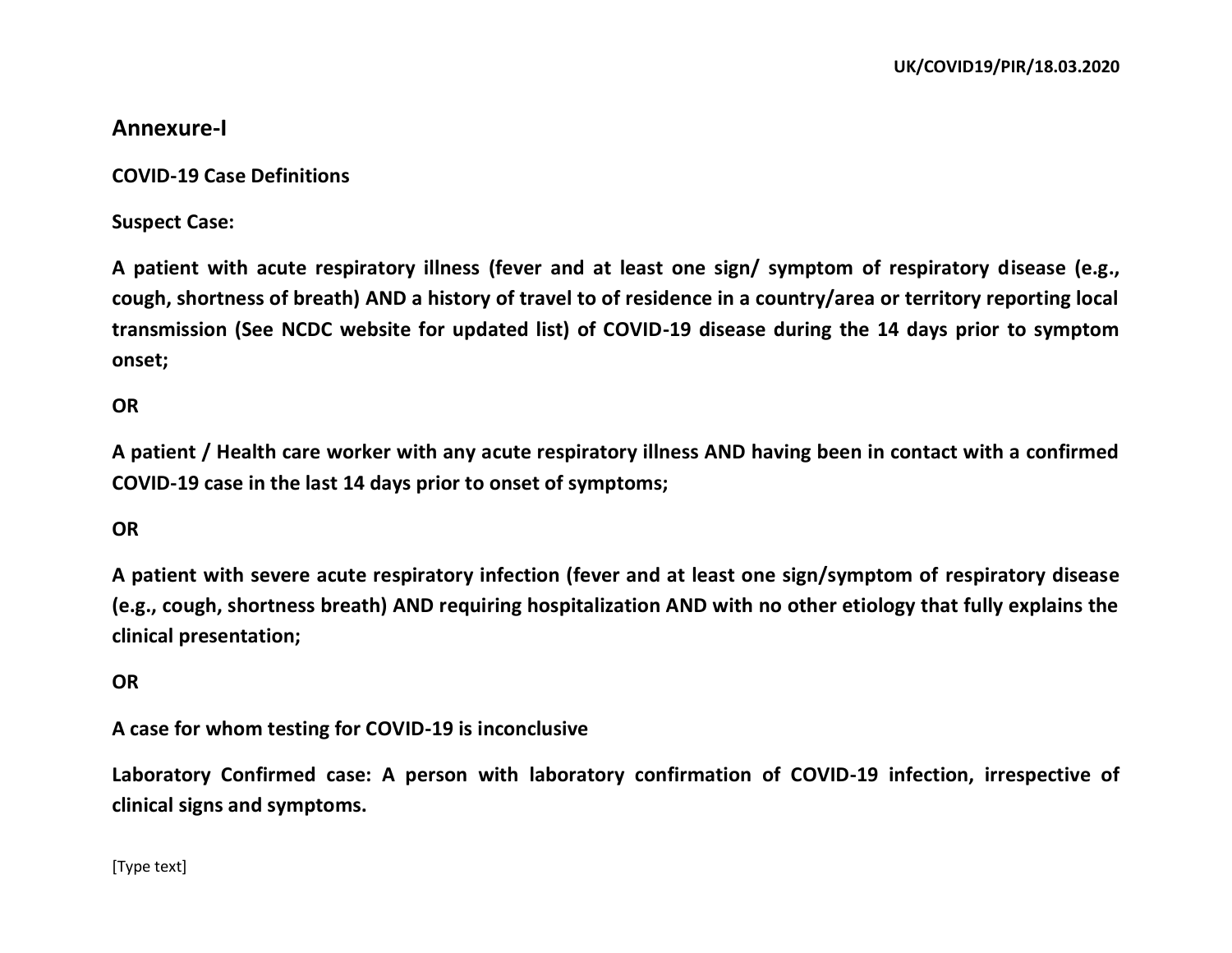## Annexure-I

**COVID-19 Case Definitions**

**Suspect Case:**

**A patient with acute respiratory illness (fever and at least one sign/ symptom of respiratory disease (e.g., cough, shortness of breath) AND a history of travel to of residence in a country/area or territory reporting local transmission (See NCDC website for updated list) of COVID-19 disease during the 14 days prior to symptom onset;**

**OR**

**A patient / Health care worker with any acute respiratory illness AND having been in contact with a confirmed COVID-19 case in the last 14 days prior to onset of symptoms;**

**OR**

**A patient with severe acute respiratory infection (fever and at least one sign/symptom of respiratory disease (e.g., cough, shortness breath) AND requiring hospitalization AND with no other etiology that fully explains the clinical presentation;**

**OR**

**A case for whom testing for COVID-19 is inconclusive**

**Laboratory Confirmed case: A person with laboratory confirmation of COVID-19 infection, irrespective of clinical signs and symptoms.**

[Type text]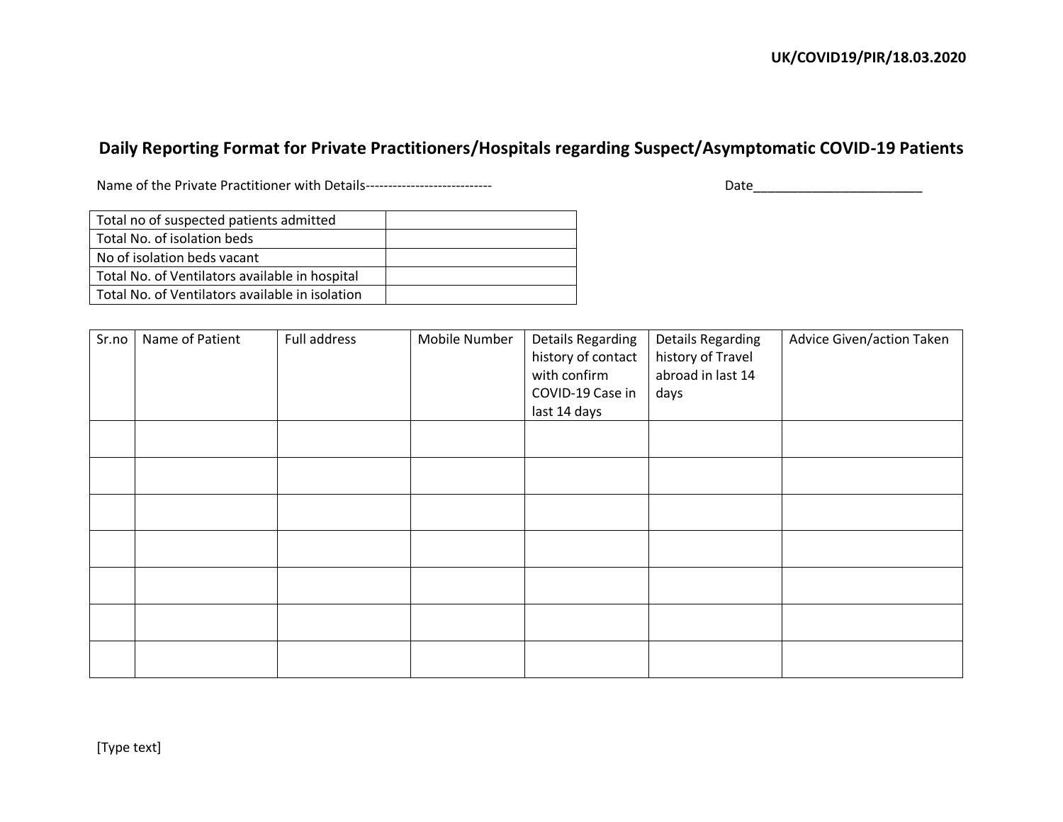UK/COVID19/PIR/18.03.2020

## Daily Reporting Format for Private Practitioners/Hospitals regarding Suspect/Asymptomatic COVID-19 Patients

Name of the Private Practitioner with Details----------------------------                                        Date________________________

| | |
|---|---|
| Total no of suspected patients admitted | |
| Total No. of isolation beds | |
| No of isolation beds vacant | |
| Total No. of Ventilators available in hospital | |
| Total No. of Ventilators available in isolation | |

| Sr.no | Name of Patient | Full address | Mobile Number | Details Regarding history of contact with confirm COVID-19 Case in last 14 days | Details Regarding history of Travel abroad in last 14 days | Advice Given/action Taken |
|---|---|---|---|---|---|---|
| | | | | | | |
| | | | | | | |
| | | | | | | |
| | | | | | | |
| | | | | | | |
| | | | | | | |
| | | | | | | |

[Type text]